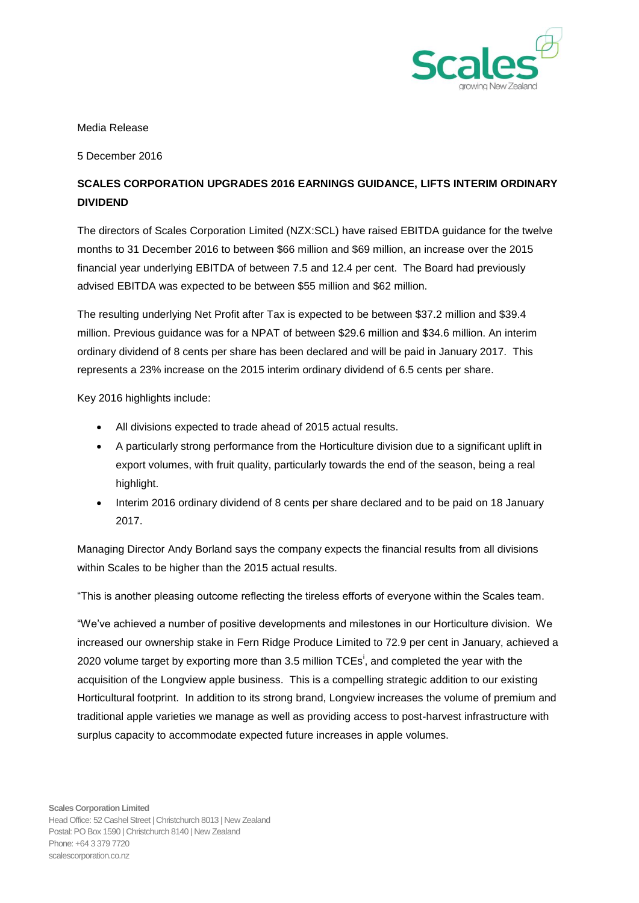Media Release

5 December 2016

**SCALES CORPORATION UPGRADES 2016 EARNINGS GUIDANCE, LIFTS INTERIM ORDINARY DIVIDEND**

The directors of Scales Corporation Limited (NZX:SCL) have raised EBITDA guidance for the twelve months to 31 December 2016 to between $66 million and $69 million, an increase over the 2015 financial year underlying EBITDA of between 7.5 and 12.4 per cent. The Board had previously advised EBITDA was expected to be between $55 million and $62 million.

The resulting underlying Net Profit after Tax is expected to be between $37.2 million and $39.4 million. Previous guidance was for a NPAT of between $29.6 million and $34.6 million. An interim ordinary dividend of 8 cents per share has been declared and will be paid in January 2017. This represents a 23% increase on the 2015 interim ordinary dividend of 6.5 cents per share.

Key 2016 highlights include:

- All divisions expected to trade ahead of 2015 actual results.
- A particularly strong performance from the Horticulture division due to a significant uplift in export volumes, with fruit quality, particularly towards the end of the season, being a real highlight.
- Interim 2016 ordinary dividend of 8 cents per share declared and to be paid on 18 January 2017.

Managing Director Andy Borland says the company expects the financial results from all divisions within Scales to be higher than the 2015 actual results.

"This is another pleasing outcome reflecting the tireless efforts of everyone within the Scales team.

"We've achieved a number of positive developments and milestones in our Horticulture division. We increased our ownership stake in Fern Ridge Produce Limited to 72.9 per cent in January, achieved a 2020 volume target by exporting more than 3.5 million TCEs[i], and completed the year with the acquisition of the Longview apple business. This is a compelling strategic addition to our existing Horticultural footprint. In addition to its strong brand, Longview increases the volume of premium and traditional apple varieties we manage as well as providing access to post-harvest infrastructure with surplus capacity to accommodate expected future increases in apple volumes.

**Scales Corporation Limited**
Head Office: 52 Cashel Street | Christchurch 8013 | New Zealand
Postal: PO Box 1590 | Christchurch 8140 | New Zealand
Phone: +64 3 379 7720
scalescorporation.co.nz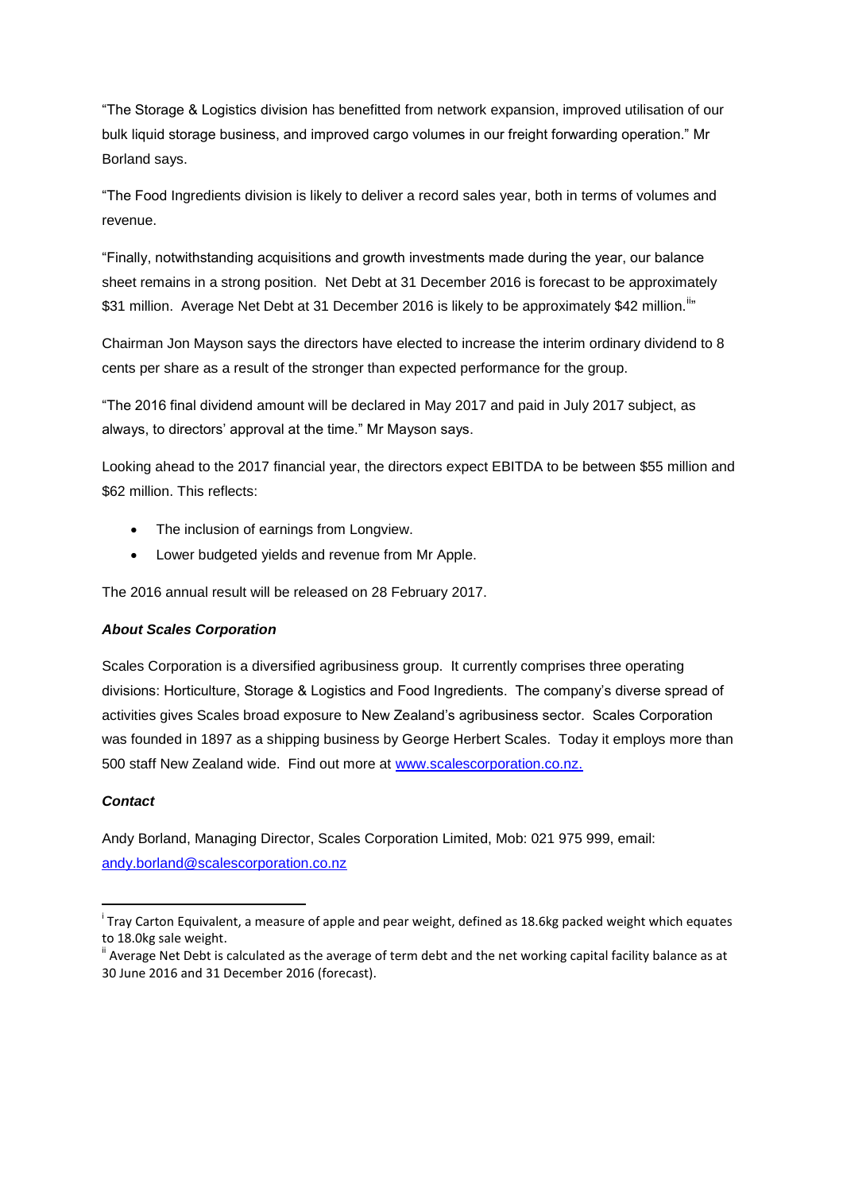"The Storage & Logistics division has benefitted from network expansion, improved utilisation of our bulk liquid storage business, and improved cargo volumes in our freight forwarding operation." Mr Borland says.

"The Food Ingredients division is likely to deliver a record sales year, both in terms of volumes and revenue.

"Finally, notwithstanding acquisitions and growth investments made during the year, our balance sheet remains in a strong position. Net Debt at 31 December 2016 is forecast to be approximately $31 million. Average Net Debt at 31 December 2016 is likely to be approximately $42 million.[ii]"

Chairman Jon Mayson says the directors have elected to increase the interim ordinary dividend to 8 cents per share as a result of the stronger than expected performance for the group.

"The 2016 final dividend amount will be declared in May 2017 and paid in July 2017 subject, as always, to directors' approval at the time." Mr Mayson says.

Looking ahead to the 2017 financial year, the directors expect EBITDA to be between $55 million and $62 million. This reflects:

- The inclusion of earnings from Longview.
- Lower budgeted yields and revenue from Mr Apple.

The 2016 annual result will be released on 28 February 2017.

***About Scales Corporation***

Scales Corporation is a diversified agribusiness group. It currently comprises three operating divisions: Horticulture, Storage & Logistics and Food Ingredients. The company's diverse spread of activities gives Scales broad exposure to New Zealand's agribusiness sector. Scales Corporation was founded in 1897 as a shipping business by George Herbert Scales. Today it employs more than 500 staff New Zealand wide. Find out more at [www.scalescorporation.co.nz.](http://www.scalescorporation.co.nz)

***Contact***

Andy Borland, Managing Director, Scales Corporation Limited, Mob: 021 975 999, email: [andy.borland@scalescorporation.co.nz](mailto:andy.borland@scalescorporation.co.nz)

---

[i] Tray Carton Equivalent, a measure of apple and pear weight, defined as 18.6kg packed weight which equates to 18.0kg sale weight.

[ii] Average Net Debt is calculated as the average of term debt and the net working capital facility balance as at 30 June 2016 and 31 December 2016 (forecast).